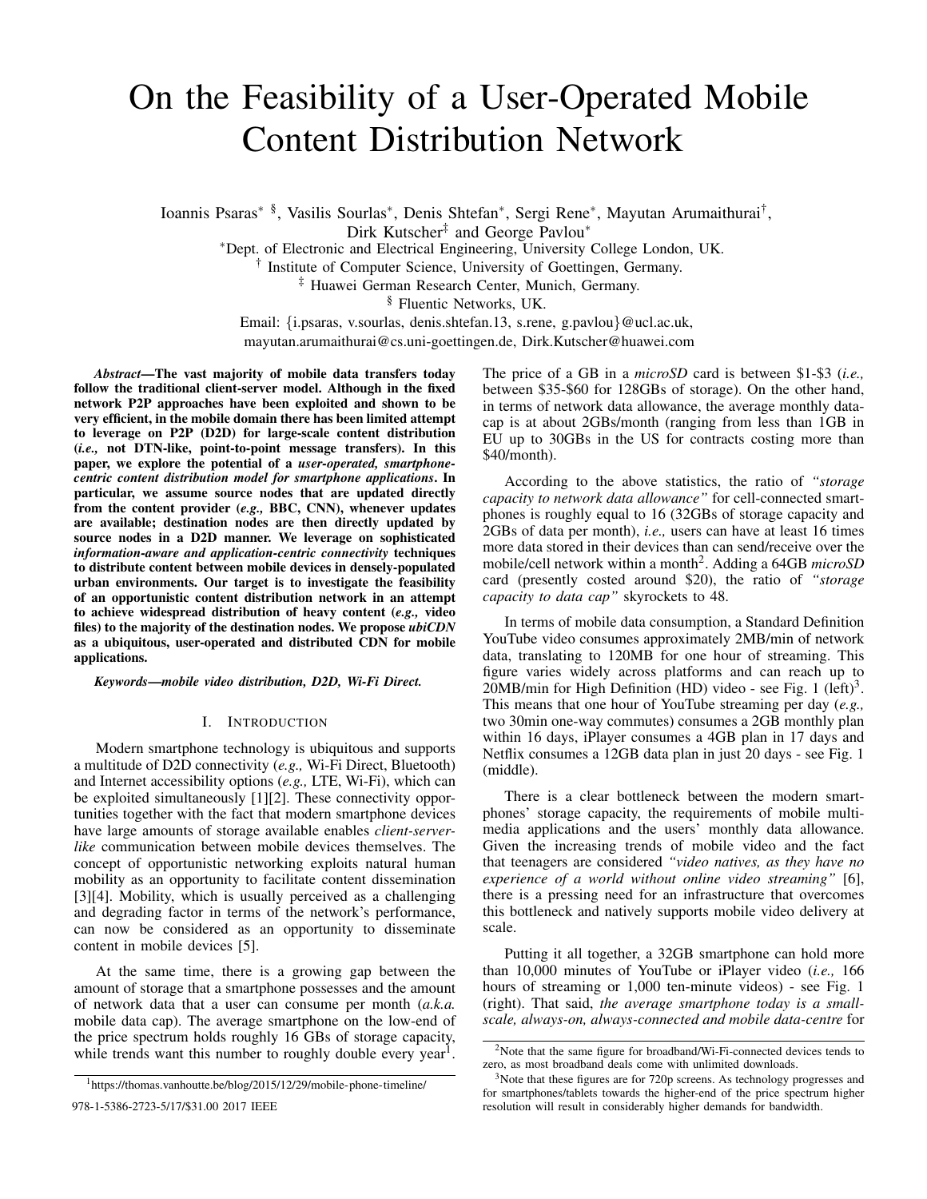# On the Feasibility of a User-Operated Mobile Content Distribution Network

Ioannis Psaras[*] [§], Vasilis Sourlas[*], Denis Shtefan[*], Sergi Rene[*], Mayutan Arumaithurai[†], Dirk Kutscher[‡] and George Pavlou[*]

[*]Dept. of Electronic and Electrical Engineering, University College London, UK.

[†] Institute of Computer Science, University of Goettingen, Germany.

[‡] Huawei German Research Center, Munich, Germany.

[§] Fluentic Networks, UK.

Email: {i.psaras, v.sourlas, denis.shtefan.13, s.rene, g.pavlou}@ucl.ac.uk, mayutan.arumaithurai@cs.uni-goettingen.de, Dirk.Kutscher@huawei.com

***Abstract*—The vast majority of mobile data transfers today follow the traditional client-server model. Although in the fixed network P2P approaches have been exploited and shown to be very efficient, in the mobile domain there has been limited attempt to leverage on P2P (D2D) for large-scale content distribution (*i.e.,* not DTN-like, point-to-point message transfers). In this paper, we explore the potential of a *user-operated, smartphone-centric content distribution model for smartphone applications*. In particular, we assume source nodes that are updated directly from the content provider (*e.g.,* BBC, CNN), whenever updates are available; destination nodes are then directly updated by source nodes in a D2D manner. We leverage on sophisticated *information-aware and application-centric connectivity* techniques to distribute content between mobile devices in densely-populated urban environments. Our target is to investigate the feasibility of an opportunistic content distribution network in an attempt to achieve widespread distribution of heavy content (*e.g.,* video files) to the majority of the destination nodes. We propose *ubiCDN* as a ubiquitous, user-operated and distributed CDN for mobile applications.**

***Keywords*—mobile video distribution, D2D, Wi-Fi Direct.**

## I. Introduction

Modern smartphone technology is ubiquitous and supports a multitude of D2D connectivity (*e.g.,* Wi-Fi Direct, Bluetooth) and Internet accessibility options (*e.g.,* LTE, Wi-Fi), which can be exploited simultaneously [1][2]. These connectivity opportunities together with the fact that modern smartphone devices have large amounts of storage available enables *client-server-like* communication between mobile devices themselves. The concept of opportunistic networking exploits natural human mobility as an opportunity to facilitate content dissemination [3][4]. Mobility, which is usually perceived as a challenging and degrading factor in terms of the network's performance, can now be considered as an opportunity to disseminate content in mobile devices [5].

At the same time, there is a growing gap between the amount of storage that a smartphone possesses and the amount of network data that a user can consume per month (*a.k.a.* mobile data cap). The average smartphone on the low-end of the price spectrum holds roughly 16 GBs of storage capacity, while trends want this number to roughly double every year[1]. The price of a GB in a *microSD* card is between \$1-\$3 (*i.e.,* between \$35-\$60 for 128GBs of storage). On the other hand, in terms of network data allowance, the average monthly data-cap is at about 2GBs/month (ranging from less than 1GB in EU up to 30GBs in the US for contracts costing more than \$40/month).

According to the above statistics, the ratio of *"storage capacity to network data allowance"* for cell-connected smartphones is roughly equal to 16 (32GBs of storage capacity and 2GBs of data per month), *i.e.,* users can have at least 16 times more data stored in their devices than can send/receive over the mobile/cell network within a month[2]. Adding a 64GB *microSD* card (presently costed around \$20), the ratio of *"storage capacity to data cap"* skyrockets to 48.

In terms of mobile data consumption, a Standard Definition YouTube video consumes approximately 2MB/min of network data, translating to 120MB for one hour of streaming. This figure varies widely across platforms and can reach up to 20MB/min for High Definition (HD) video - see Fig. 1 (left)[3]. This means that one hour of YouTube streaming per day (*e.g.,* two 30min one-way commutes) consumes a 2GB monthly plan within 16 days, iPlayer consumes a 4GB plan in 17 days and Netflix consumes a 12GB data plan in just 20 days - see Fig. 1 (middle).

There is a clear bottleneck between the modern smartphones' storage capacity, the requirements of mobile multimedia applications and the users' monthly data allowance. Given the increasing trends of mobile video and the fact that teenagers are considered *"video natives, as they have no experience of a world without online video streaming"* [6], there is a pressing need for an infrastructure that overcomes this bottleneck and natively supports mobile video delivery at scale.

Putting it all together, a 32GB smartphone can hold more than 10,000 minutes of YouTube or iPlayer video (*i.e.,* 166 hours of streaming or 1,000 ten-minute videos) - see Fig. 1 (right). That said, *the average smartphone today is a small-scale, always-on, always-connected and mobile data-centre* for

[1]https://thomas.vanhoutte.be/blog/2015/12/29/mobile-phone-timeline/

[2]Note that the same figure for broadband/Wi-Fi-connected devices tends to zero, as most broadband deals come with unlimited downloads.

[3]Note that these figures are for 720p screens. As technology progresses and for smartphones/tablets towards the higher-end of the price spectrum higher resolution will result in considerably higher demands for bandwidth.

978-1-5386-2723-5/17/\$31.00 2017 IEEE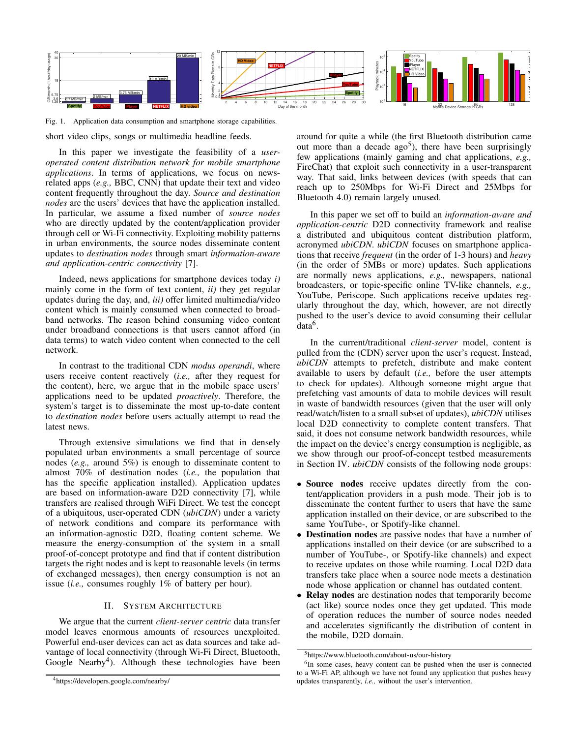GB/month (1 hour/day usage)

40
36
18
6.75
3.6
1.26

0.7 MB/min
2 MB/min
3.75 MB/min
10 MB/min
20 MB/min

Spotify
YouTube
iPlayer
NETFLIX
HD video

Monthly Data Plans in GBs

12
8
4
2
0.5

2 4 6 8 10 12 14 16 18 20 22 24 26 28 30

Day of the month

HD Video
NETFLIX
iPlayer
YouTube
Spotify

Playback minutes

$10^5$
$10^4$
$10^3$
$10^2$

Spotify
YouTube
iPlayer
NETFLIX
HD Video

16
32
64
128

Mobile Device Storage in GBs

Fig. 1. Application data consumption and smartphone storage capabilities.

short video clips, songs or multimedia headline feeds.

In this paper we investigate the feasibility of a *user-operated content distribution network for mobile smartphone applications*. In terms of applications, we focus on news-related apps (*e.g.,* BBC, CNN) that update their text and video content frequently throughout the day. *Source and destination nodes* are the users' devices that have the application installed. In particular, we assume a fixed number of *source nodes* who are directly updated by the content/application provider through cell or Wi-Fi connectivity. Exploiting mobility patterns in urban environments, the source nodes disseminate content updates to *destination nodes* through smart *information-aware and application-centric connectivity* [7].

Indeed, news applications for smartphone devices today *i)* mainly come in the form of text content, *ii)* they get regular updates during the day, and, *iii)* offer limited multimedia/video content which is mainly consumed when connected to broadband networks. The reason behind consuming video content under broadband connections is that users cannot afford (in data terms) to watch video content when connected to the cell network.

In contrast to the traditional CDN *modus operandi*, where users receive content reactively (*i.e.,* after they request for the content), here, we argue that in the mobile space users' applications need to be updated *proactively*. Therefore, the system's target is to disseminate the most up-to-date content to *destination nodes* before users actually attempt to read the latest news.

Through extensive simulations we find that in densely populated urban environments a small percentage of source nodes (*e.g.,* around 5%) is enough to disseminate content to almost 70% of destination nodes (*i.e.,* the population that has the specific application installed). Application updates are based on information-aware D2D connectivity [7], while transfers are realised through WiFi Direct. We test the concept of a ubiquitous, user-operated CDN (*ubiCDN*) under a variety of network conditions and compare its performance with an information-agnostic D2D, floating content scheme. We measure the energy-consumption of the system in a small proof-of-concept prototype and find that if content distribution targets the right nodes and is kept to reasonable levels (in terms of exchanged messages), then energy consumption is not an issue (*i.e.,* consumes roughly 1% of battery per hour).

## II. System Architecture

We argue that the current *client-server centric* data transfer model leaves enormous amounts of resources unexploited. Powerful end-user devices can act as data sources and take advantage of local connectivity (through Wi-Fi Direct, Bluetooth, Google Nearby[4]). Although these technologies have been around for quite a while (the first Bluetooth distribution came out more than a decade ago[5]), there have been surprisingly few applications (mainly gaming and chat applications, *e.g.,* FireChat) that exploit such connectivity in a user-transparent way. That said, links between devices (with speeds that can reach up to 250Mbps for Wi-Fi Direct and 25Mbps for Bluetooth 4.0) remain largely unused.

In this paper we set off to build an *information-aware and application-centric* D2D connectivity framework and realise a distributed and ubiquitous content distribution platform, acronymed *ubiCDN*. *ubiCDN* focuses on smartphone applications that receive *frequent* (in the order of 1-3 hours) and *heavy* (in the order of 5MBs or more) updates. Such applications are normally news applications, *e.g.,* newspapers, national broadcasters, or topic-specific online TV-like channels, *e.g.,* YouTube, Periscope. Such applications receive updates regularly throughout the day, which, however, are not directly pushed to the user's device to avoid consuming their cellular data[6].

In the current/traditional *client-server* model, content is pulled from the (CDN) server upon the user's request. Instead, *ubiCDN* attempts to prefetch, distribute and make content available to users by default (*i.e.,* before the user attempts to check for updates). Although someone might argue that prefetching vast amounts of data to mobile devices will result in waste of bandwidth resources (given that the user will only read/watch/listen to a small subset of updates), *ubiCDN* utilises local D2D connectivity to complete content transfers. That said, it does not consume network bandwidth resources, while the impact on the device's energy consumption is negligible, as we show through our proof-of-concept testbed measurements in Section IV. *ubiCDN* consists of the following node groups:

- **Source nodes** receive updates directly from the content/application providers in a push mode. Their job is to disseminate the content further to users that have the same application installed on their device, or are subscribed to the same YouTube-, or Spotify-like channel.
- **Destination nodes** are passive nodes that have a number of applications installed on their device (or are subscribed to a number of YouTube-, or Spotify-like channels) and expect to receive updates on those while roaming. Local D2D data transfers take place when a source node meets a destination node whose application or channel has outdated content.
- **Relay nodes** are destination nodes that temporarily become (act like) source nodes once they get updated. This mode of operation reduces the number of source nodes needed and accelerates significantly the distribution of content in the mobile, D2D domain.

[4] https://developers.google.com/nearby/

[5] https://www.bluetooth.com/about-us/our-history

[6] In some cases, heavy content can be pushed when the user is connected to a Wi-Fi AP, although we have not found any application that pushes heavy updates transparently, *i.e.,* without the user's intervention.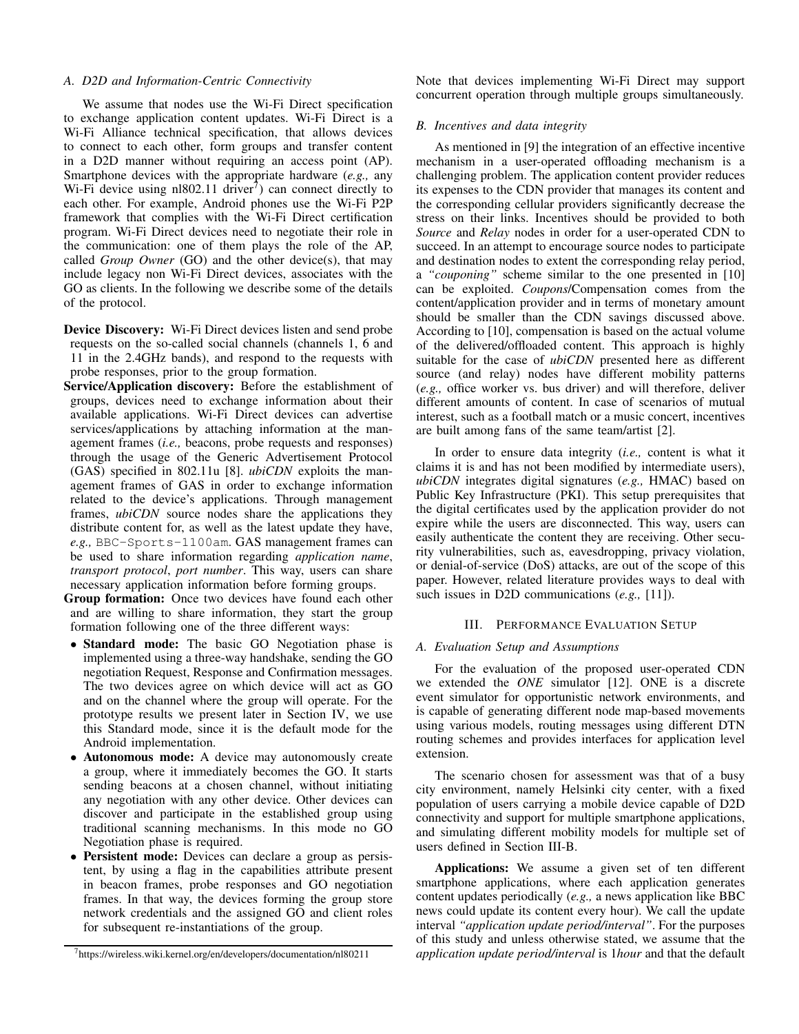### A. D2D and Information-Centric Connectivity

We assume that nodes use the Wi-Fi Direct specification to exchange application content updates. Wi-Fi Direct is a Wi-Fi Alliance technical specification, that allows devices to connect to each other, form groups and transfer content in a D2D manner without requiring an access point (AP). Smartphone devices with the appropriate hardware (*e.g.,* any Wi-Fi device using nl802.11 driver[7]) can connect directly to each other. For example, Android phones use the Wi-Fi P2P framework that complies with the Wi-Fi Direct certification program. Wi-Fi Direct devices need to negotiate their role in the communication: one of them plays the role of the AP, called *Group Owner* (GO) and the other device(s), that may include legacy non Wi-Fi Direct devices, associates with the GO as clients. In the following we describe some of the details of the protocol.

**Device Discovery:** Wi-Fi Direct devices listen and send probe requests on the so-called social channels (channels 1, 6 and 11 in the 2.4GHz bands), and respond to the requests with probe responses, prior to the group formation.

**Service/Application discovery:** Before the establishment of groups, devices need to exchange information about their available applications. Wi-Fi Direct devices can advertise services/applications by attaching information at the management frames (*i.e.,* beacons, probe requests and responses) through the usage of the Generic Advertisement Protocol (GAS) specified in 802.11u [8]. *ubiCDN* exploits the management frames of GAS in order to exchange information related to the device's applications. Through management frames, *ubiCDN* source nodes share the applications they distribute content for, as well as the latest update they have, *e.g.,* `BBC-Sports-1100am`. GAS management frames can be used to share information regarding *application name*, *transport protocol*, *port number*. This way, users can share necessary application information before forming groups.

**Group formation:** Once two devices have found each other and are willing to share information, they start the group formation following one of the three different ways:

- **Standard mode:** The basic GO Negotiation phase is implemented using a three-way handshake, sending the GO negotiation Request, Response and Confirmation messages. The two devices agree on which device will act as GO and on the channel where the group will operate. For the prototype results we present later in Section IV, we use this Standard mode, since it is the default mode for the Android implementation.
- **Autonomous mode:** A device may autonomously create a group, where it immediately becomes the GO. It starts sending beacons at a chosen channel, without initiating any negotiation with any other device. Other devices can discover and participate in the established group using traditional scanning mechanisms. In this mode no GO Negotiation phase is required.
- **Persistent mode:** Devices can declare a group as persistent, by using a flag in the capabilities attribute present in beacon frames, probe responses and GO negotiation frames. In that way, the devices forming the group store network credentials and the assigned GO and client roles for subsequent re-instantiations of the group.

[7]https://wireless.wiki.kernel.org/en/developers/documentation/nl80211

Note that devices implementing Wi-Fi Direct may support concurrent operation through multiple groups simultaneously.

### B. Incentives and data integrity

As mentioned in [9] the integration of an effective incentive mechanism in a user-operated offloading mechanism is a challenging problem. The application content provider reduces its expenses to the CDN provider that manages its content and the corresponding cellular providers significantly decrease the stress on their links. Incentives should be provided to both *Source* and *Relay* nodes in order for a user-operated CDN to succeed. In an attempt to encourage source nodes to participate and destination nodes to extent the corresponding relay period, a *"couponing"* scheme similar to the one presented in [10] can be exploited. *Coupons*/Compensation comes from the content/application provider and in terms of monetary amount should be smaller than the CDN savings discussed above. According to [10], compensation is based on the actual volume of the delivered/offloaded content. This approach is highly suitable for the case of *ubiCDN* presented here as different source (and relay) nodes have different mobility patterns (*e.g.,* office worker vs. bus driver) and will therefore, deliver different amounts of content. In case of scenarios of mutual interest, such as a football match or a music concert, incentives are built among fans of the same team/artist [2].

In order to ensure data integrity (*i.e.,* content is what it claims it is and has not been modified by intermediate users), *ubiCDN* integrates digital signatures (*e.g.,* HMAC) based on Public Key Infrastructure (PKI). This setup prerequisites that the digital certificates used by the application provider do not expire while the users are disconnected. This way, users can easily authenticate the content they are receiving. Other security vulnerabilities, such as, eavesdropping, privacy violation, or denial-of-service (DoS) attacks, are out of the scope of this paper. However, related literature provides ways to deal with such issues in D2D communications (*e.g.,* [11]).

## III. Performance Evaluation Setup

### A. Evaluation Setup and Assumptions

For the evaluation of the proposed user-operated CDN we extended the *ONE* simulator [12]. ONE is a discrete event simulator for opportunistic network environments, and is capable of generating different node map-based movements using various models, routing messages using different DTN routing schemes and provides interfaces for application level extension.

The scenario chosen for assessment was that of a busy city environment, namely Helsinki city center, with a fixed population of users carrying a mobile device capable of D2D connectivity and support for multiple smartphone applications, and simulating different mobility models for multiple set of users defined in Section III-B.

**Applications:** We assume a given set of ten different smartphone applications, where each application generates content updates periodically (*e.g.,* a news application like BBC news could update its content every hour). We call the update interval *"application update period/interval"*. For the purposes of this study and unless otherwise stated, we assume that the *application update period/interval* is 1*hour* and that the default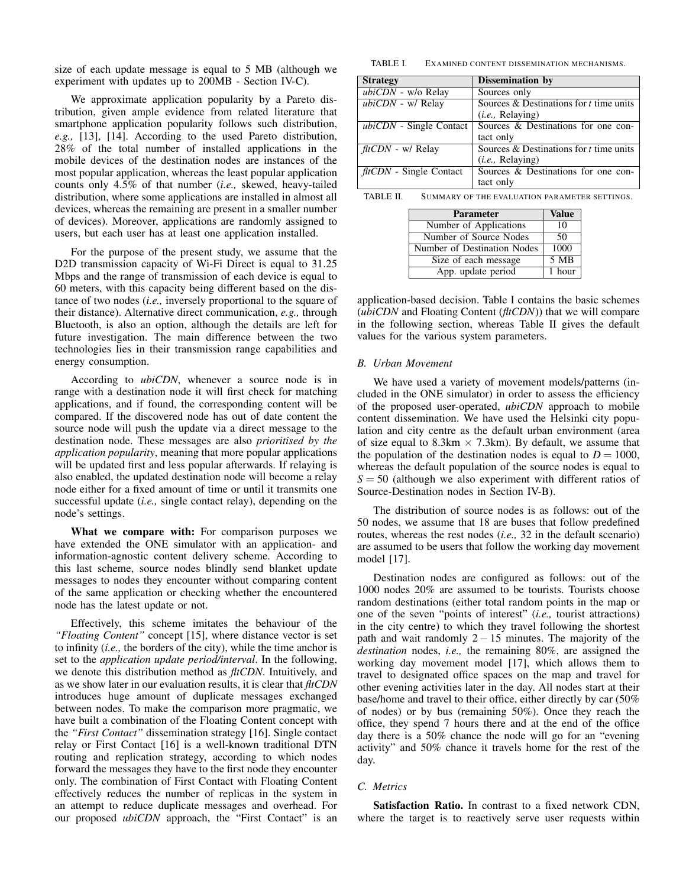size of each update message is equal to 5 MB (although we experiment with updates up to 200MB - Section IV-C).

We approximate application popularity by a Pareto distribution, given ample evidence from related literature that smartphone application popularity follows such distribution, *e.g.,* [13], [14]. According to the used Pareto distribution, 28% of the total number of installed applications in the mobile devices of the destination nodes are instances of the most popular application, whereas the least popular application counts only 4.5% of that number (*i.e.,* skewed, heavy-tailed distribution, where some applications are installed in almost all devices, whereas the remaining are present in a smaller number of devices). Moreover, applications are randomly assigned to users, but each user has at least one application installed.

For the purpose of the present study, we assume that the D2D transmission capacity of Wi-Fi Direct is equal to 31.25 Mbps and the range of transmission of each device is equal to 60 meters, with this capacity being different based on the distance of two nodes (*i.e.,* inversely proportional to the square of their distance). Alternative direct communication, *e.g.,* through Bluetooth, is also an option, although the details are left for future investigation. The main difference between the two technologies lies in their transmission range capabilities and energy consumption.

According to *ubiCDN*, whenever a source node is in range with a destination node it will first check for matching applications, and if found, the corresponding content will be compared. If the discovered node has out of date content the source node will push the update via a direct message to the destination node. These messages are also *prioritised by the application popularity*, meaning that more popular applications will be updated first and less popular afterwards. If relaying is also enabled, the updated destination node will become a relay node either for a fixed amount of time or until it transmits one successful update (*i.e.,* single contact relay), depending on the node's settings.

**What we compare with:** For comparison purposes we have extended the ONE simulator with an application- and information-agnostic content delivery scheme. According to this last scheme, source nodes blindly send blanket update messages to nodes they encounter without comparing content of the same application or checking whether the encountered node has the latest update or not.

Effectively, this scheme imitates the behaviour of the *"Floating Content"* concept [15], where distance vector is set to infinity (*i.e.,* the borders of the city), while the time anchor is set to the *application update period/interval*. In the following, we denote this distribution method as *fltCDN*. Intuitively, and as we show later in our evaluation results, it is clear that *fltCDN* introduces huge amount of duplicate messages exchanged between nodes. To make the comparison more pragmatic, we have built a combination of the Floating Content concept with the *"First Contact"* dissemination strategy [16]. Single contact relay or First Contact [16] is a well-known traditional DTN routing and replication strategy, according to which nodes forward the messages they have to the first node they encounter only. The combination of First Contact with Floating Content effectively reduces the number of replicas in the system in an attempt to reduce duplicate messages and overhead. For our proposed *ubiCDN* approach, the "First Contact" is an application-based decision. Table I contains the basic schemes (*ubiCDN* and Floating Content (*fltCDN*)) that we will compare in the following section, whereas Table II gives the default values for the various system parameters.

TABLE I. EXAMINED CONTENT DISSEMINATION MECHANISMS.

| Strategy | Dissemination by |
|---|---|
| *ubiCDN* - w/o Relay | Sources only |
| *ubiCDN* - w/ Relay | Sources & Destinations for $t$ time units (*i.e.,* Relaying) |
| *ubiCDN* - Single Contact | Sources & Destinations for one contact only |
| *fltCDN* - w/ Relay | Sources & Destinations for $t$ time units (*i.e.,* Relaying) |
| *fltCDN* - Single Contact | Sources & Destinations for one contact only |

TABLE II. SUMMARY OF THE EVALUATION PARAMETER SETTINGS.

| Parameter | Value |
|---|---|
| Number of Applications | 10 |
| Number of Source Nodes | 50 |
| Number of Destination Nodes | 1000 |
| Size of each message | 5 MB |
| App. update period | 1 hour |

### B. Urban Movement

We have used a variety of movement models/patterns (included in the ONE simulator) in order to assess the efficiency of the proposed user-operated, *ubiCDN* approach to mobile content dissemination. We have used the Helsinki city population and city centre as the default urban environment (area of size equal to 8.3km × 7.3km). By default, we assume that the population of the destination nodes is equal to $D = 1000$, whereas the default population of the source nodes is equal to $S = 50$ (although we also experiment with different ratios of Source-Destination nodes in Section IV-B).

The distribution of source nodes is as follows: out of the 50 nodes, we assume that 18 are buses that follow predefined routes, whereas the rest nodes (*i.e.,* 32 in the default scenario) are assumed to be users that follow the working day movement model [17].

Destination nodes are configured as follows: out of the 1000 nodes 20% are assumed to be tourists. Tourists choose random destinations (either total random points in the map or one of the seven "points of interest" (*i.e.,* tourist attractions) in the city centre) to which they travel following the shortest path and wait randomly $2-15$ minutes. The majority of the *destination* nodes, *i.e.,* the remaining 80%, are assigned the working day movement model [17], which allows them to travel to designated office spaces on the map and travel for other evening activities later in the day. All nodes start at their base/home and travel to their office, either directly by car (50% of nodes) or by bus (remaining 50%). Once they reach the office, they spend 7 hours there and at the end of the office day there is a 50% chance the node will go for an "evening activity" and 50% chance it travels home for the rest of the day.

### C. Metrics

**Satisfaction Ratio.** In contrast to a fixed network CDN, where the target is to reactively serve user requests within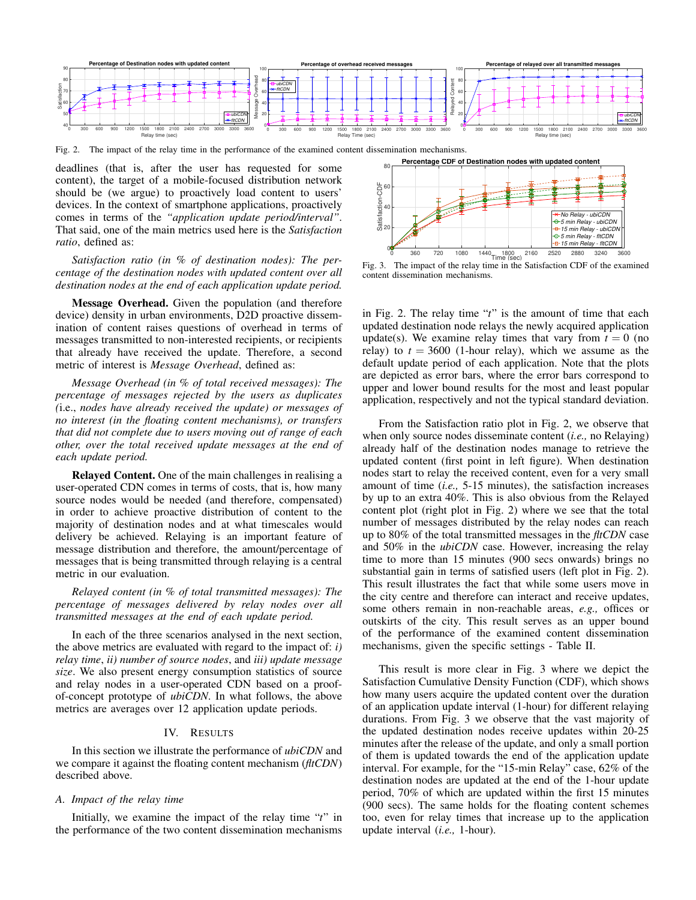Fig. 2. The impact of the relay time in the performance of the examined content dissemination mechanisms.

deadlines (that is, after the user has requested for some content), the target of a mobile-focused distribution network should be (we argue) to proactively load content to users' devices. In the context of smartphone applications, proactively comes in terms of the *"application update period/interval"*. That said, one of the main metrics used here is the *Satisfaction ratio*, defined as:

*Satisfaction ratio (in % of destination nodes): The percentage of the destination nodes with updated content over all destination nodes at the end of each application update period.*

**Message Overhead.** Given the population (and therefore device) density in urban environments, D2D proactive dissemination of content raises questions of overhead in terms of messages transmitted to non-interested recipients, or recipients that already have received the update. Therefore, a second metric of interest is *Message Overhead*, defined as:

*Message Overhead (in % of total received messages): The percentage of messages rejected by the users as duplicates (*i.e.*, nodes have already received the update) or messages of no interest (in the floating content mechanisms), or transfers that did not complete due to users moving out of range of each other, over the total received update messages at the end of each update period.*

**Relayed Content.** One of the main challenges in realising a user-operated CDN comes in terms of costs, that is, how many source nodes would be needed (and therefore, compensated) in order to achieve proactive distribution of content to the majority of destination nodes and at what timescales would delivery be achieved. Relaying is an important feature of message distribution and therefore, the amount/percentage of messages that is being transmitted through relaying is a central metric in our evaluation.

*Relayed content (in % of total transmitted messages): The percentage of messages delivered by relay nodes over all transmitted messages at the end of each update period.*

In each of the three scenarios analysed in the next section, the above metrics are evaluated with regard to the impact of: *i) relay time*, *ii) number of source nodes*, and *iii) update message size*. We also present energy consumption statistics of source and relay nodes in a user-operated CDN based on a proof-of-concept prototype of *ubiCDN*. In what follows, the above metrics are averages over 12 application update periods.

## IV. Results

In this section we illustrate the performance of *ubiCDN* and we compare it against the floating content mechanism (*fltCDN*) described above.

### A. Impact of the relay time

Initially, we examine the impact of the relay time "$t$" in the performance of the two content dissemination mechanisms in Fig. 2. The relay time "$t$" is the amount of time that each updated destination node relays the newly acquired application update(s). We examine relay times that vary from $t = 0$ (no relay) to $t = 3600$ (1-hour relay), which we assume as the default update period of each application. Note that the plots are depicted as error bars, where the error bars correspond to upper and lower bound results for the most and least popular application, respectively and not the typical standard deviation.

Fig. 3. The impact of the relay time in the Satisfaction CDF of the examined content dissemination mechanisms.

From the Satisfaction ratio plot in Fig. 2, we observe that when only source nodes disseminate content (*i.e.,* no Relaying) already half of the destination nodes manage to retrieve the updated content (first point in left figure). When destination nodes start to relay the received content, even for a very small amount of time (*i.e.,* 5-15 minutes), the satisfaction increases by up to an extra 40%. This is also obvious from the Relayed content plot (right plot in Fig. 2) where we see that the total number of messages distributed by the relay nodes can reach up to 80% of the total transmitted messages in the *fltCDN* case and 50% in the *ubiCDN* case. However, increasing the relay time to more than 15 minutes (900 secs onwards) brings no substantial gain in terms of satisfied users (left plot in Fig. 2). This result illustrates the fact that while some users move in the city centre and therefore can interact and receive updates, some others remain in non-reachable areas, *e.g.,* offices or outskirts of the city. This result serves as an upper bound of the performance of the examined content dissemination mechanisms, given the specific settings - Table II.

This result is more clear in Fig. 3 where we depict the Satisfaction Cumulative Density Function (CDF), which shows how many users acquire the updated content over the duration of an application update interval (1-hour) for different relaying durations. From Fig. 3 we observe that the vast majority of the updated destination nodes receive updates within 20-25 minutes after the release of the update, and only a small portion of them is updated towards the end of the application update interval. For example, for the "15-min Relay" case, 62% of the destination nodes are updated at the end of the 1-hour update period, 70% of which are updated within the first 15 minutes (900 secs). The same holds for the floating content schemes too, even for relay times that increase up to the application update interval (*i.e.,* 1-hour).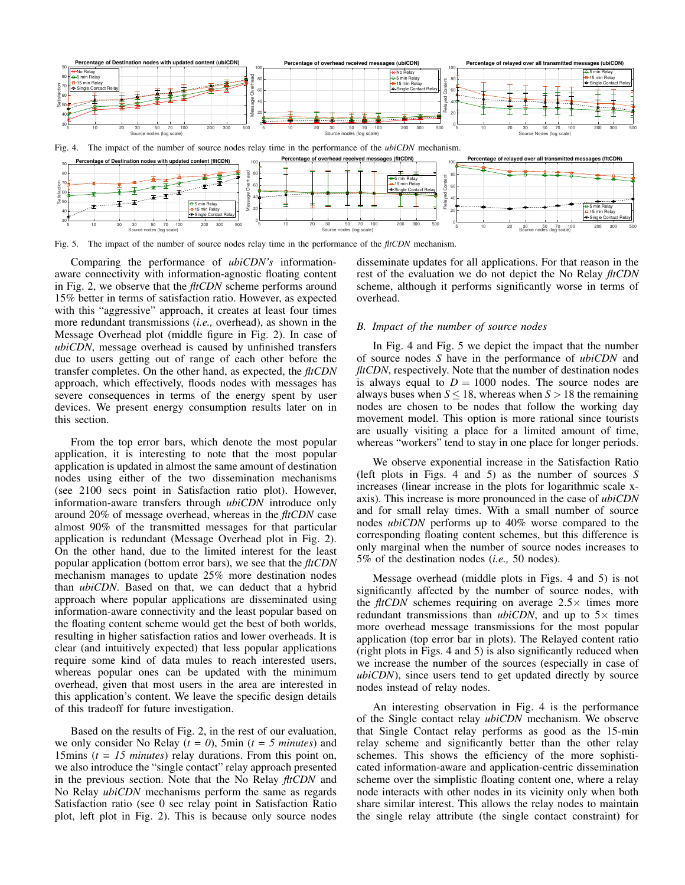Fig. 4. The impact of the number of source nodes relay time in the performance of the *ubiCDN* mechanism.

Fig. 5. The impact of the number of source nodes relay time in the performance of the *fltCDN* mechanism.

Comparing the performance of *ubiCDN's* information-aware connectivity with information-agnostic floating content in Fig. 2, we observe that the *fltCDN* scheme performs around 15% better in terms of satisfaction ratio. However, as expected with this "aggressive" approach, it creates at least four times more redundant transmissions (*i.e.,* overhead), as shown in the Message Overhead plot (middle figure in Fig. 2). In case of *ubiCDN*, message overhead is caused by unfinished transfers due to users getting out of range of each other before the transfer completes. On the other hand, as expected, the *fltCDN* approach, which effectively, floods nodes with messages has severe consequences in terms of the energy spent by user devices. We present energy consumption results later on in this section.

From the top error bars, which denote the most popular application, it is interesting to note that the most popular application is updated in almost the same amount of destination nodes using either of the two dissemination mechanisms (see 2100 secs point in Satisfaction ratio plot). However, information-aware transfers through *ubiCDN* introduce only around 20% of message overhead, whereas in the *fltCDN* case almost 90% of the transmitted messages for that particular application is redundant (Message Overhead plot in Fig. 2). On the other hand, due to the limited interest for the least popular application (bottom error bars), we see that the *fltCDN* mechanism manages to update 25% more destination nodes than *ubiCDN*. Based on that, we can deduct that a hybrid approach where popular applications are disseminated using information-aware connectivity and the least popular based on the floating content scheme would get the best of both worlds, resulting in higher satisfaction ratios and lower overheads. It is clear (and intuitively expected) that less popular applications require some kind of data mules to reach interested users, whereas popular ones can be updated with the minimum overhead, given that most users in the area are interested in this application's content. We leave the specific design details of this tradeoff for future investigation.

Based on the results of Fig. 2, in the rest of our evaluation, we only consider No Relay ($t$ = $0$), 5min ($t$ = $5$ *minutes*) and 15mins ($t$ = $15$ *minutes*) relay durations. From this point on, we also introduce the "single contact" relay approach presented in the previous section. Note that the No Relay *fltCDN* and No Relay *ubiCDN* mechanisms perform the same as regards Satisfaction ratio (see 0 sec relay point in Satisfaction Ratio plot, left plot in Fig. 2). This is because only source nodes disseminate updates for all applications. For that reason in the rest of the evaluation we do not depict the No Relay *fltCDN* scheme, although it performs significantly worse in terms of overhead.

### B. Impact of the number of source nodes

In Fig. 4 and Fig. 5 we depict the impact that the number of source nodes $S$ have in the performance of *ubiCDN* and *fltCDN*, respectively. Note that the number of destination nodes is always equal to $D = 1000$ nodes. The source nodes are always buses when $S \leq 18$, whereas when $S > 18$ the remaining nodes are chosen to be nodes that follow the working day movement model. This option is more rational since tourists are usually visiting a place for a limited amount of time, whereas "workers" tend to stay in one place for longer periods.

We observe exponential increase in the Satisfaction Ratio (left plots in Figs. 4 and 5) as the number of sources $S$ increases (linear increase in the plots for logarithmic scale x-axis). This increase is more pronounced in the case of *ubiCDN* and for small relay times. With a small number of source nodes *ubiCDN* performs up to 40% worse compared to the corresponding floating content schemes, but this difference is only marginal when the number of source nodes increases to 5% of the destination nodes (*i.e.,* 50 nodes).

Message overhead (middle plots in Figs. 4 and 5) is not significantly affected by the number of source nodes, with the *fltCDN* schemes requiring on average $2.5\times$ times more redundant transmissions than *ubiCDN*, and up to $5\times$ times more overhead message transmissions for the most popular application (top error bar in plots). The Relayed content ratio (right plots in Figs. 4 and 5) is also significantly reduced when we increase the number of the sources (especially in case of *ubiCDN*), since users tend to get updated directly by source nodes instead of relay nodes.

An interesting observation in Fig. 4 is the performance of the Single contact relay *ubiCDN* mechanism. We observe that Single Contact relay performs as good as the 15-min relay scheme and significantly better than the other relay schemes. This shows the efficiency of the more sophisticated information-aware and application-centric dissemination scheme over the simplistic floating content one, where a relay node interacts with other nodes in its vicinity only when both share similar interest. This allows the relay nodes to maintain the single relay attribute (the single contact constraint) for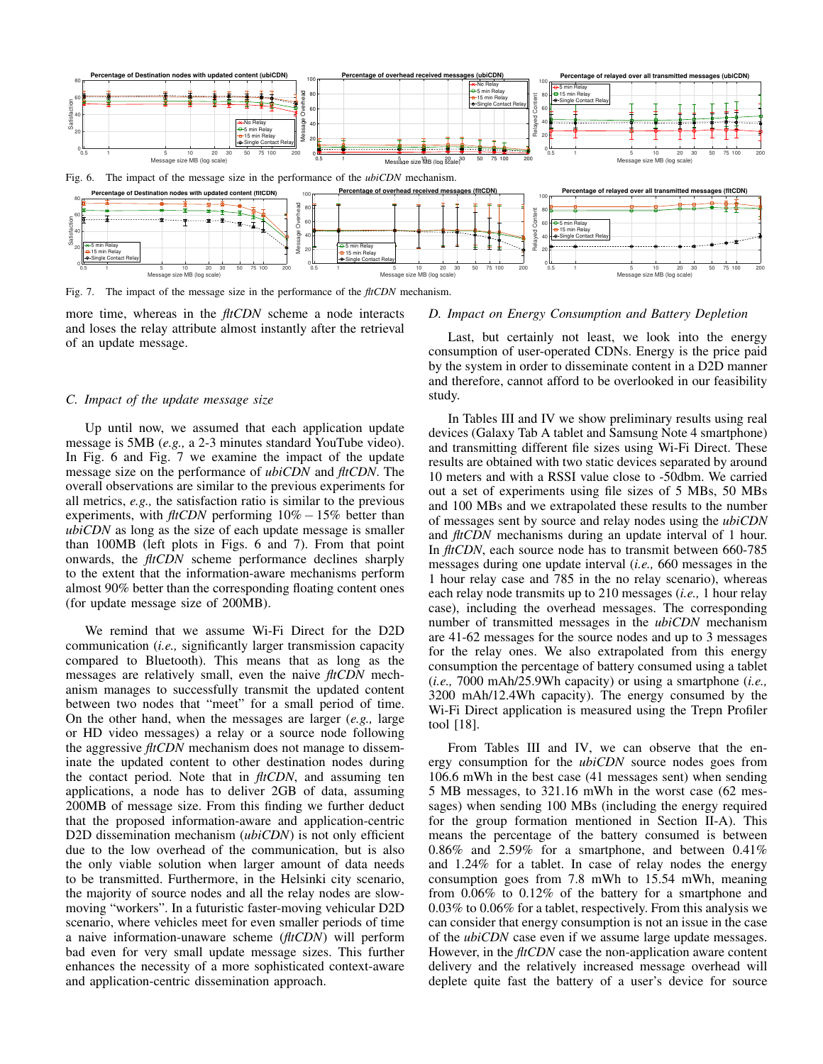Fig. 6. The impact of the message size in the performance of the *ubiCDN* mechanism.

Fig. 7. The impact of the message size in the performance of the *fltCDN* mechanism.

more time, whereas in the *fltCDN* scheme a node interacts and loses the relay attribute almost instantly after the retrieval of an update message.

### C. Impact of the update message size

Up until now, we assumed that each application update message is 5MB (*e.g.,* a 2-3 minutes standard YouTube video). In Fig. 6 and Fig. 7 we examine the impact of the update message size on the performance of *ubiCDN* and *fltCDN*. The overall observations are similar to the previous experiments for all metrics, *e.g.,* the satisfaction ratio is similar to the previous experiments, with *fltCDN* performing 10% – 15% better than *ubiCDN* as long as the size of each update message is smaller than 100MB (left plots in Figs. 6 and 7). From that point onwards, the *fltCDN* scheme performance declines sharply to the extent that the information-aware mechanisms perform almost 90% better than the corresponding floating content ones (for update message size of 200MB).

We remind that we assume Wi-Fi Direct for the D2D communication (*i.e.,* significantly larger transmission capacity compared to Bluetooth). This means that as long as the messages are relatively small, even the naive *fltCDN* mechanism manages to successfully transmit the updated content between two nodes that "meet" for a small period of time. On the other hand, when the messages are larger (*e.g.,* large or HD video messages) a relay or a source node following the aggressive *fltCDN* mechanism does not manage to disseminate the updated content to other destination nodes during the contact period. Note that in *fltCDN*, and assuming ten applications, a node has to deliver 2GB of data, assuming 200MB of message size. From this finding we further deduct that the proposed information-aware and application-centric D2D dissemination mechanism (*ubiCDN*) is not only efficient due to the low overhead of the communication, but is also the only viable solution when larger amount of data needs to be transmitted. Furthermore, in the Helsinki city scenario, the majority of source nodes and all the relay nodes are slow-moving "workers". In a futuristic faster-moving vehicular D2D scenario, where vehicles meet for even smaller periods of time a naive information-unaware scheme (*fltCDN*) will perform bad even for very small update message sizes. This further enhances the necessity of a more sophisticated context-aware and application-centric dissemination approach.

### D. Impact on Energy Consumption and Battery Depletion

Last, but certainly not least, we look into the energy consumption of user-operated CDNs. Energy is the price paid by the system in order to disseminate content in a D2D manner and therefore, cannot afford to be overlooked in our feasibility study.

In Tables III and IV we show preliminary results using real devices (Galaxy Tab A tablet and Samsung Note 4 smartphone) and transmitting different file sizes using Wi-Fi Direct. These results are obtained with two static devices separated by around 10 meters and with a RSSI value close to -50dbm. We carried out a set of experiments using file sizes of 5 MBs, 50 MBs and 100 MBs and we extrapolated these results to the number of messages sent by source and relay nodes using the *ubiCDN* and *fltCDN* mechanisms during an update interval of 1 hour. In *fltCDN*, each source node has to transmit between 660-785 messages during one update interval (*i.e.,* 660 messages in the 1 hour relay case and 785 in the no relay scenario), whereas each relay node transmits up to 210 messages (*i.e.,* 1 hour relay case), including the overhead messages. The corresponding number of transmitted messages in the *ubiCDN* mechanism are 41-62 messages for the source nodes and up to 3 messages for the relay ones. We also extrapolated from this energy consumption the percentage of battery consumed using a tablet (*i.e.,* 7000 mAh/25.9Wh capacity) or using a smartphone (*i.e.,* 3200 mAh/12.4Wh capacity). The energy consumed by the Wi-Fi Direct application is measured using the Trepn Profiler tool [18].

From Tables III and IV, we can observe that the energy consumption for the *ubiCDN* source nodes goes from 106.6 mWh in the best case (41 messages sent) when sending 5 MB messages, to 321.16 mWh in the worst case (62 messages) when sending 100 MBs (including the energy required for the group formation mentioned in Section II-A). This means the percentage of the battery consumed is between 0.86% and 2.59% for a smartphone, and between 0.41% and 1.24% for a tablet. In case of relay nodes the energy consumption goes from 7.8 mWh to 15.54 mWh, meaning from 0.06% to 0.12% of the battery for a smartphone and 0.03% to 0.06% for a tablet, respectively. From this analysis we can consider that energy consumption is not an issue in the case of the *ubiCDN* case even if we assume large update messages. However, in the *fltCDN* case the non-application aware content delivery and the relatively increased message overhead will deplete quite fast the battery of a user's device for source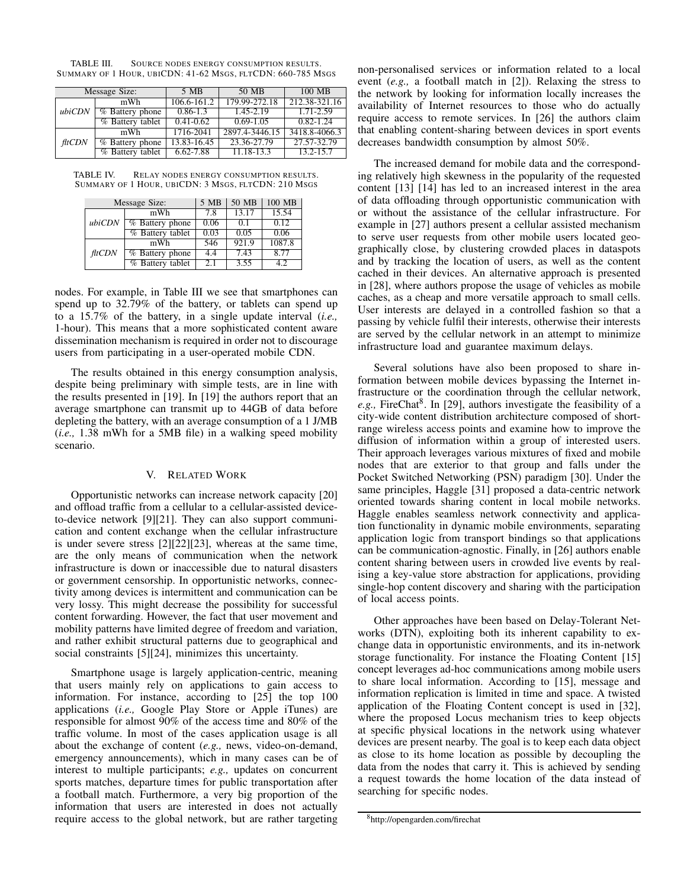TABLE III. SOURCE NODES ENERGY CONSUMPTION RESULTS. SUMMARY OF 1 HOUR, UBICDN: 41-62 MSGS, FLTCDN: 660-785 MSGS

| Message Size: | | 5 MB | 50 MB | 100 MB |
|---|---|---|---|---|
| *ubiCDN* | mWh | 106.6-161.2 | 179.99-272.18 | 212.38-321.16 |
| | % Battery phone | 0.86-1.3 | 1.45-2.19 | 1.71-2.59 |
| | % Battery tablet | 0.41-0.62 | 0.69-1.05 | 0.82-1.24 |
| *fltCDN* | mWh | 1716-2041 | 2897.4-3446.15 | 3418.8-4066.3 |
| | % Battery phone | 13.83-16.45 | 23.36-27.79 | 27.57-32.79 |
| | % Battery tablet | 6.62-7.88 | 11.18-13.3 | 13.2-15.7 |

TABLE IV. RELAY NODES ENERGY CONSUMPTION RESULTS. SUMMARY OF 1 HOUR, UBICDN: 3 MSGS, FLTCDN: 210 MSGS

| Message Size: | | 5 MB | 50 MB | 100 MB |
|---|---|---|---|---|
| *ubiCDN* | mWh | 7.8 | 13.17 | 15.54 |
| | % Battery phone | 0.06 | 0.1 | 0.12 |
| | % Battery tablet | 0.03 | 0.05 | 0.06 |
| *fltCDN* | mWh | 546 | 921.9 | 1087.8 |
| | % Battery phone | 4.4 | 7.43 | 8.77 |
| | % Battery tablet | 2.1 | 3.55 | 4.2 |

nodes. For example, in Table III we see that smartphones can spend up to 32.79% of the battery, or tablets can spend up to a 15.7% of the battery, in a single update interval (*i.e.,* 1-hour). This means that a more sophisticated content aware dissemination mechanism is required in order not to discourage users from participating in a user-operated mobile CDN.

The results obtained in this energy consumption analysis, despite being preliminary with simple tests, are in line with the results presented in [19]. In [19] the authors report that an average smartphone can transmit up to 44GB of data before depleting the battery, with an average consumption of a 1 J/MB (*i.e.,* 1.38 mWh for a 5MB file) in a walking speed mobility scenario.

## V. RELATED WORK

Opportunistic networks can increase network capacity [20] and offload traffic from a cellular to a cellular-assisted device-to-device network [9][21]. They can also support communication and content exchange when the cellular infrastructure is under severe stress [2][22][23], whereas at the same time, are the only means of communication when the network infrastructure is down or inaccessible due to natural disasters or government censorship. In opportunistic networks, connectivity among devices is intermittent and communication can be very lossy. This might decrease the possibility for successful content forwarding. However, the fact that user movement and mobility patterns have limited degree of freedom and variation, and rather exhibit structural patterns due to geographical and social constraints [5][24], minimizes this uncertainty.

Smartphone usage is largely application-centric, meaning that users mainly rely on applications to gain access to information. For instance, according to [25] the top 100 applications (*i.e.,* Google Play Store or Apple iTunes) are responsible for almost 90% of the access time and 80% of the traffic volume. In most of the cases application usage is all about the exchange of content (*e.g.,* news, video-on-demand, emergency announcements), which in many cases can be of interest to multiple participants; *e.g.,* updates on concurrent sports matches, departure times for public transportation after a football match. Furthermore, a very big proportion of the information that users are interested in does not actually require access to the global network, but are rather targeting non-personalised services or information related to a local event (*e.g.,* a football match in [2]). Relaxing the stress to the network by looking for information locally increases the availability of Internet resources to those who do actually require access to remote services. In [26] the authors claim that enabling content-sharing between devices in sport events decreases bandwidth consumption by almost 50%.

The increased demand for mobile data and the corresponding relatively high skewness in the popularity of the requested content [13] [14] has led to an increased interest in the area of data offloading through opportunistic communication with or without the assistance of the cellular infrastructure. For example in [27] authors present a cellular assisted mechanism to serve user requests from other mobile users located geographically close, by clustering crowded places in dataspots and by tracking the location of users, as well as the content cached in their devices. An alternative approach is presented in [28], where authors propose the usage of vehicles as mobile caches, as a cheap and more versatile approach to small cells. User interests are delayed in a controlled fashion so that a passing by vehicle fulfil their interests, otherwise their interests are served by the cellular network in an attempt to minimize infrastructure load and guarantee maximum delays.

Several solutions have also been proposed to share information between mobile devices bypassing the Internet infrastructure or the coordination through the cellular network, *e.g.,* FireChat[8]. In [29], authors investigate the feasibility of a city-wide content distribution architecture composed of short-range wireless access points and examine how to improve the diffusion of information within a group of interested users. Their approach leverages various mixtures of fixed and mobile nodes that are exterior to that group and falls under the Pocket Switched Networking (PSN) paradigm [30]. Under the same principles, Haggle [31] proposed a data-centric network oriented towards sharing content in local mobile networks. Haggle enables seamless network connectivity and application functionality in dynamic mobile environments, separating application logic from transport bindings so that applications can be communication-agnostic. Finally, in [26] authors enable content sharing between users in crowded live events by realising a key-value store abstraction for applications, providing single-hop content discovery and sharing with the participation of local access points.

Other approaches have been based on Delay-Tolerant Networks (DTN), exploiting both its inherent capability to exchange data in opportunistic environments, and its in-network storage functionality. For instance the Floating Content [15] concept leverages ad-hoc communications among mobile users to share local information. According to [15], message and information replication is limited in time and space. A twisted application of the Floating Content concept is used in [32], where the proposed Locus mechanism tries to keep objects at specific physical locations in the network using whatever devices are present nearby. The goal is to keep each data object as close to its home location as possible by decoupling the data from the nodes that carry it. This is achieved by sending a request towards the home location of the data instead of searching for specific nodes.

[8] http://opengarden.com/firechat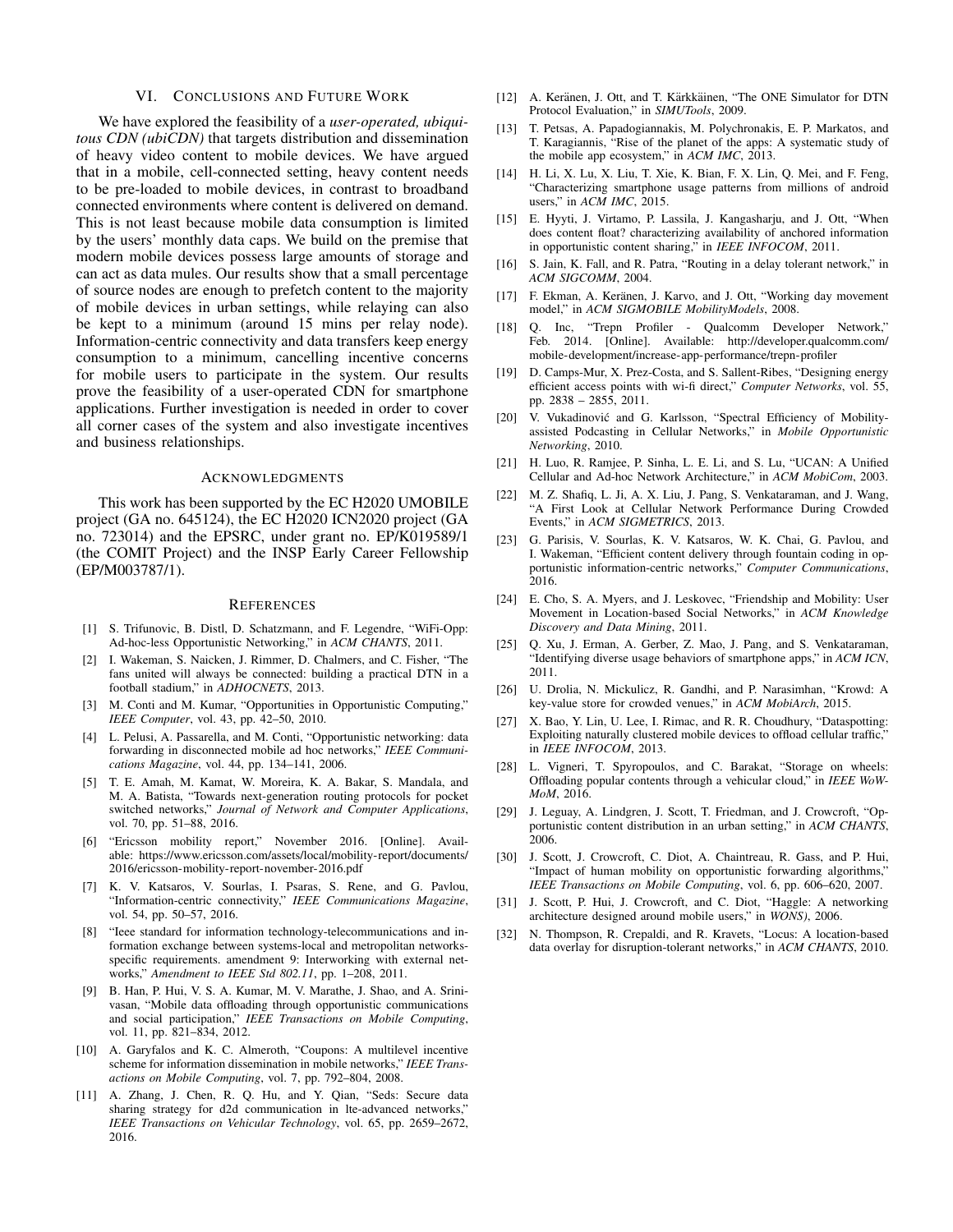## VI. Conclusions and Future Work

We have explored the feasibility of a *user-operated, ubiquitous CDN (ubiCDN)* that targets distribution and dissemination of heavy video content to mobile devices. We have argued that in a mobile, cell-connected setting, heavy content needs to be pre-loaded to mobile devices, in contrast to broadband connected environments where content is delivered on demand. This is not least because mobile data consumption is limited by the users' monthly data caps. We build on the premise that modern mobile devices possess large amounts of storage and can act as data mules. Our results show that a small percentage of source nodes are enough to prefetch content to the majority of mobile devices in urban settings, while relaying can also be kept to a minimum (around 15 mins per relay node). Information-centric connectivity and data transfers keep energy consumption to a minimum, cancelling incentive concerns for mobile users to participate in the system. Our results prove the feasibility of a user-operated CDN for smartphone applications. Further investigation is needed in order to cover all corner cases of the system and also investigate incentives and business relationships.

## Acknowledgments

This work has been supported by the EC H2020 UMOBILE project (GA no. 645124), the EC H2020 ICN2020 project (GA no. 723014) and the EPSRC, under grant no. EP/K019589/1 (the COMIT Project) and the INSP Early Career Fellowship (EP/M003787/1).

## References

[1] S. Trifunovic, B. Distl, D. Schatzmann, and F. Legendre, "WiFi-Opp: Ad-hoc-less Opportunistic Networking," in *ACM CHANTS*, 2011.

[2] I. Wakeman, S. Naicken, J. Rimmer, D. Chalmers, and C. Fisher, "The fans united will always be connected: building a practical DTN in a football stadium," in *ADHOCNETS*, 2013.

[3] M. Conti and M. Kumar, "Opportunities in Opportunistic Computing," *IEEE Computer*, vol. 43, pp. 42–50, 2010.

[4] L. Pelusi, A. Passarella, and M. Conti, "Opportunistic networking: data forwarding in disconnected mobile ad hoc networks," *IEEE Communications Magazine*, vol. 44, pp. 134–141, 2006.

[5] T. E. Amah, M. Kamat, W. Moreira, K. A. Bakar, S. Mandala, and M. A. Batista, "Towards next-generation routing protocols for pocket switched networks," *Journal of Network and Computer Applications*, vol. 70, pp. 51–88, 2016.

[6] "Ericsson mobility report," November 2016. [Online]. Available: https://www.ericsson.com/assets/local/mobility-report/documents/2016/ericsson-mobility-report-november-2016.pdf

[7] K. V. Katsaros, V. Sourlas, I. Psaras, S. Rene, and G. Pavlou, "Information-centric connectivity," *IEEE Communications Magazine*, vol. 54, pp. 50–57, 2016.

[8] "Ieee standard for information technology-telecommunications and information exchange between systems-local and metropolitan networks-specific requirements. amendment 9: Interworking with external networks," *Amendment to IEEE Std 802.11*, pp. 1–208, 2011.

[9] B. Han, P. Hui, V. S. A. Kumar, M. V. Marathe, J. Shao, and A. Srinivasan, "Mobile data offloading through opportunistic communications and social participation," *IEEE Transactions on Mobile Computing*, vol. 11, pp. 821–834, 2012.

[10] A. Garyfalos and K. C. Almeroth, "Coupons: A multilevel incentive scheme for information dissemination in mobile networks," *IEEE Transactions on Mobile Computing*, vol. 7, pp. 792–804, 2008.

[11] A. Zhang, J. Chen, R. Q. Hu, and Y. Qian, "Seds: Secure data sharing strategy for d2d communication in lte-advanced networks," *IEEE Transactions on Vehicular Technology*, vol. 65, pp. 2659–2672, 2016.

[12] A. Keränen, J. Ott, and T. Kärkkäinen, "The ONE Simulator for DTN Protocol Evaluation," in *SIMUTools*, 2009.

[13] T. Petsas, A. Papadogiannakis, M. Polychronakis, E. P. Markatos, and T. Karagiannis, "Rise of the planet of the apps: A systematic study of the mobile app ecosystem," in *ACM IMC*, 2013.

[14] H. Li, X. Lu, X. Liu, T. Xie, K. Bian, F. X. Lin, Q. Mei, and F. Feng, "Characterizing smartphone usage patterns from millions of android users," in *ACM IMC*, 2015.

[15] E. Hyyti, J. Virtamo, P. Lassila, J. Kangasharju, and J. Ott, "When does content float? characterizing availability of anchored information in opportunistic content sharing," in *IEEE INFOCOM*, 2011.

[16] S. Jain, K. Fall, and R. Patra, "Routing in a delay tolerant network," in *ACM SIGCOMM*, 2004.

[17] F. Ekman, A. Keränen, J. Karvo, and J. Ott, "Working day movement model," in *ACM SIGMOBILE MobilityModels*, 2008.

[18] Q. Inc, "Trepn Profiler - Qualcomm Developer Network," Feb. 2014. [Online]. Available: http://developer.qualcomm.com/mobile-development/increase-app-performance/trepn-profiler

[19] D. Camps-Mur, X. Prez-Costa, and S. Sallent-Ribes, "Designing energy efficient access points with wi-fi direct," *Computer Networks*, vol. 55, pp. 2838 – 2855, 2011.

[20] V. Vukadinović and G. Karlsson, "Spectral Efficiency of Mobility-assisted Podcasting in Cellular Networks," in *Mobile Opportunistic Networking*, 2010.

[21] H. Luo, R. Ramjee, P. Sinha, L. E. Li, and S. Lu, "UCAN: A Unified Cellular and Ad-hoc Network Architecture," in *ACM MobiCom*, 2003.

[22] M. Z. Shafiq, L. Ji, A. X. Liu, J. Pang, S. Venkataraman, and J. Wang, "A First Look at Cellular Network Performance During Crowded Events," in *ACM SIGMETRICS*, 2013.

[23] G. Parisis, V. Sourlas, K. V. Katsaros, W. K. Chai, G. Pavlou, and I. Wakeman, "Efficient content delivery through fountain coding in opportunistic information-centric networks," *Computer Communications*, 2016.

[24] E. Cho, S. A. Myers, and J. Leskovec, "Friendship and Mobility: User Movement in Location-based Social Networks," in *ACM Knowledge Discovery and Data Mining*, 2011.

[25] Q. Xu, J. Erman, A. Gerber, Z. Mao, J. Pang, and S. Venkataraman, "Identifying diverse usage behaviors of smartphone apps," in *ACM ICN*, 2011.

[26] U. Drolia, N. Mickulicz, R. Gandhi, and P. Narasimhan, "Krowd: A key-value store for crowded venues," in *ACM MobiArch*, 2015.

[27] X. Bao, Y. Lin, U. Lee, I. Rimac, and R. R. Choudhury, "Dataspotting: Exploiting naturally clustered mobile devices to offload cellular traffic," in *IEEE INFOCOM*, 2013.

[28] L. Vigneri, T. Spyropoulos, and C. Barakat, "Storage on wheels: Offloading popular contents through a vehicular cloud," in *IEEE WoWMoM*, 2016.

[29] J. Leguay, A. Lindgren, J. Scott, T. Friedman, and J. Crowcroft, "Opportunistic content distribution in an urban setting," in *ACM CHANTS*, 2006.

[30] J. Scott, J. Crowcroft, C. Diot, A. Chaintreau, R. Gass, and P. Hui, "Impact of human mobility on opportunistic forwarding algorithms," *IEEE Transactions on Mobile Computing*, vol. 6, pp. 606–620, 2007.

[31] J. Scott, P. Hui, J. Crowcroft, and C. Diot, "Haggle: A networking architecture designed around mobile users," in *WONS)*, 2006.

[32] N. Thompson, R. Crepaldi, and R. Kravets, "Locus: A location-based data overlay for disruption-tolerant networks," in *ACM CHANTS*, 2010.